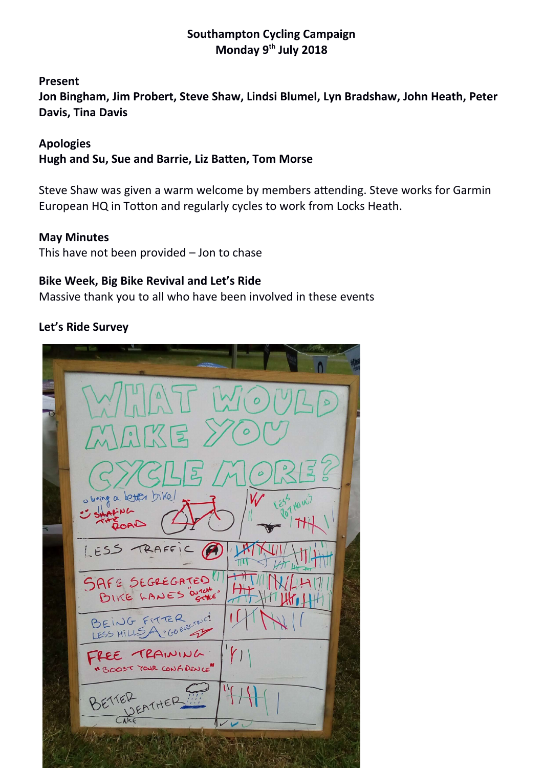**Southampton Cycling Campaign**
**Monday 9th July 2018**

**Present**
**Jon Bingham, Jim Probert, Steve Shaw, Lindsi Blumel, Lyn Bradshaw, John Heath, Peter Davis, Tina Davis**

**Apologies**
**Hugh and Su, Sue and Barrie, Liz Batten, Tom Morse**

Steve Shaw was given a warm welcome by members attending. Steve works for Garmin European HQ in Totton and regularly cycles to work from Locks Heath.

**May Minutes**
This have not been provided – Jon to chase

**Bike Week, Big Bike Revival and Let's Ride**
Massive thank you to all who have been involved in these events

**Let's Ride Survey**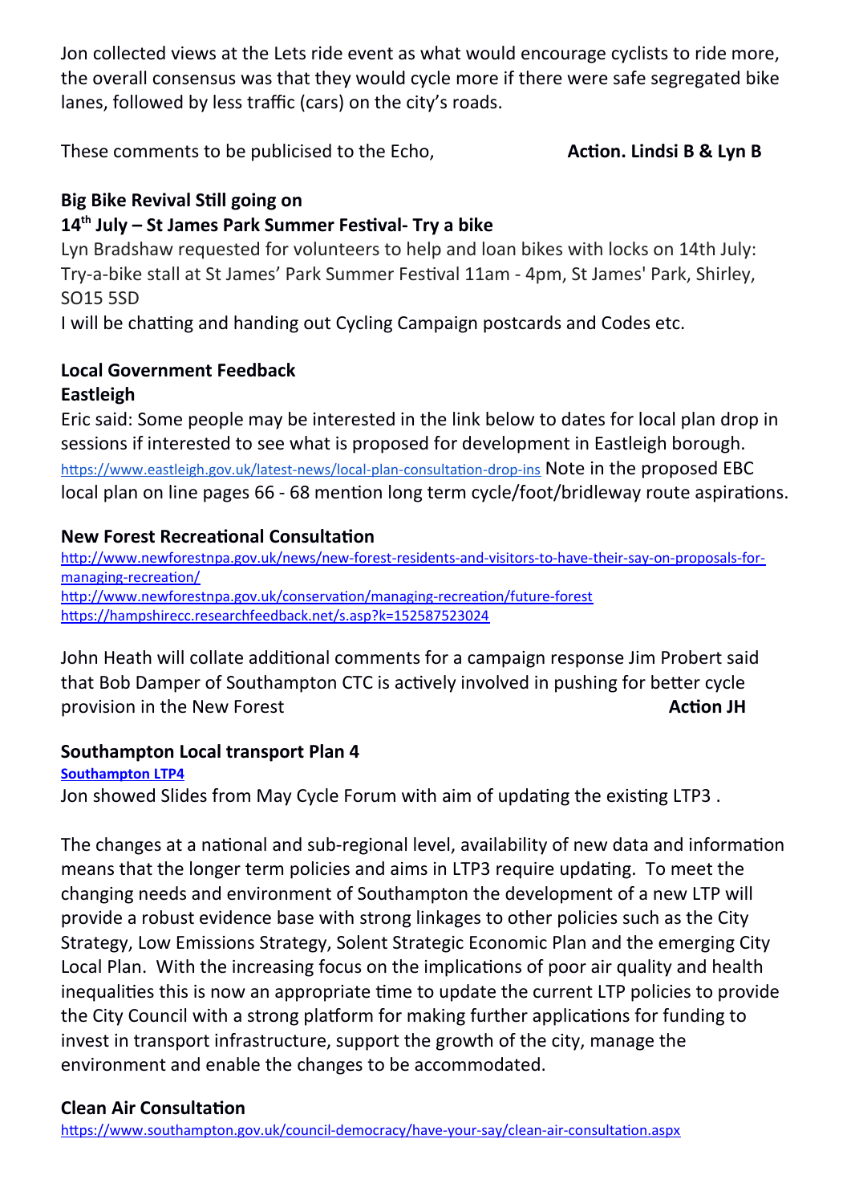Jon collected views at the Lets ride event as what would encourage cyclists to ride more, the overall consensus was that they would cycle more if there were safe segregated bike lanes, followed by less traffic (cars) on the city's roads.

These comments to be publicised to the Echo, **Action. Lindsi B & Lyn B**

**Big Bike Revival Still going on**

**14th July – St James Park Summer Festival- Try a bike**

Lyn Bradshaw requested for volunteers to help and loan bikes with locks on 14th July: Try-a-bike stall at St James' Park Summer Festival 11am - 4pm, St James' Park, Shirley, SO15 5SD

I will be chatting and handing out Cycling Campaign postcards and Codes etc.

**Local Government Feedback**

**Eastleigh**

Eric said: Some people may be interested in the link below to dates for local plan drop in sessions if interested to see what is proposed for development in Eastleigh borough. https://www.eastleigh.gov.uk/latest-news/local-plan-consultation-drop-ins Note in the proposed EBC local plan on line pages 66 - 68 mention long term cycle/foot/bridleway route aspirations.

**New Forest Recreational Consultation**

http://www.newforestnpa.gov.uk/news/new-forest-residents-and-visitors-to-have-their-say-on-proposals-for-managing-recreation/
http://www.newforestnpa.gov.uk/conservation/managing-recreation/future-forest
https://hampshirecc.researchfeedback.net/s.asp?k=152587523024

John Heath will collate additional comments for a campaign response Jim Probert said that Bob Damper of Southampton CTC is actively involved in pushing for better cycle provision in the New Forest **Action JH**

**Southampton Local transport Plan 4**

**Southampton LTP4**

Jon showed Slides from May Cycle Forum with aim of updating the existing LTP3 .

The changes at a national and sub-regional level, availability of new data and information means that the longer term policies and aims in LTP3 require updating. To meet the changing needs and environment of Southampton the development of a new LTP will provide a robust evidence base with strong linkages to other policies such as the City Strategy, Low Emissions Strategy, Solent Strategic Economic Plan and the emerging City Local Plan. With the increasing focus on the implications of poor air quality and health inequalities this is now an appropriate time to update the current LTP policies to provide the City Council with a strong platform for making further applications for funding to invest in transport infrastructure, support the growth of the city, manage the environment and enable the changes to be accommodated.

**Clean Air Consultation**

https://www.southampton.gov.uk/council-democracy/have-your-say/clean-air-consultation.aspx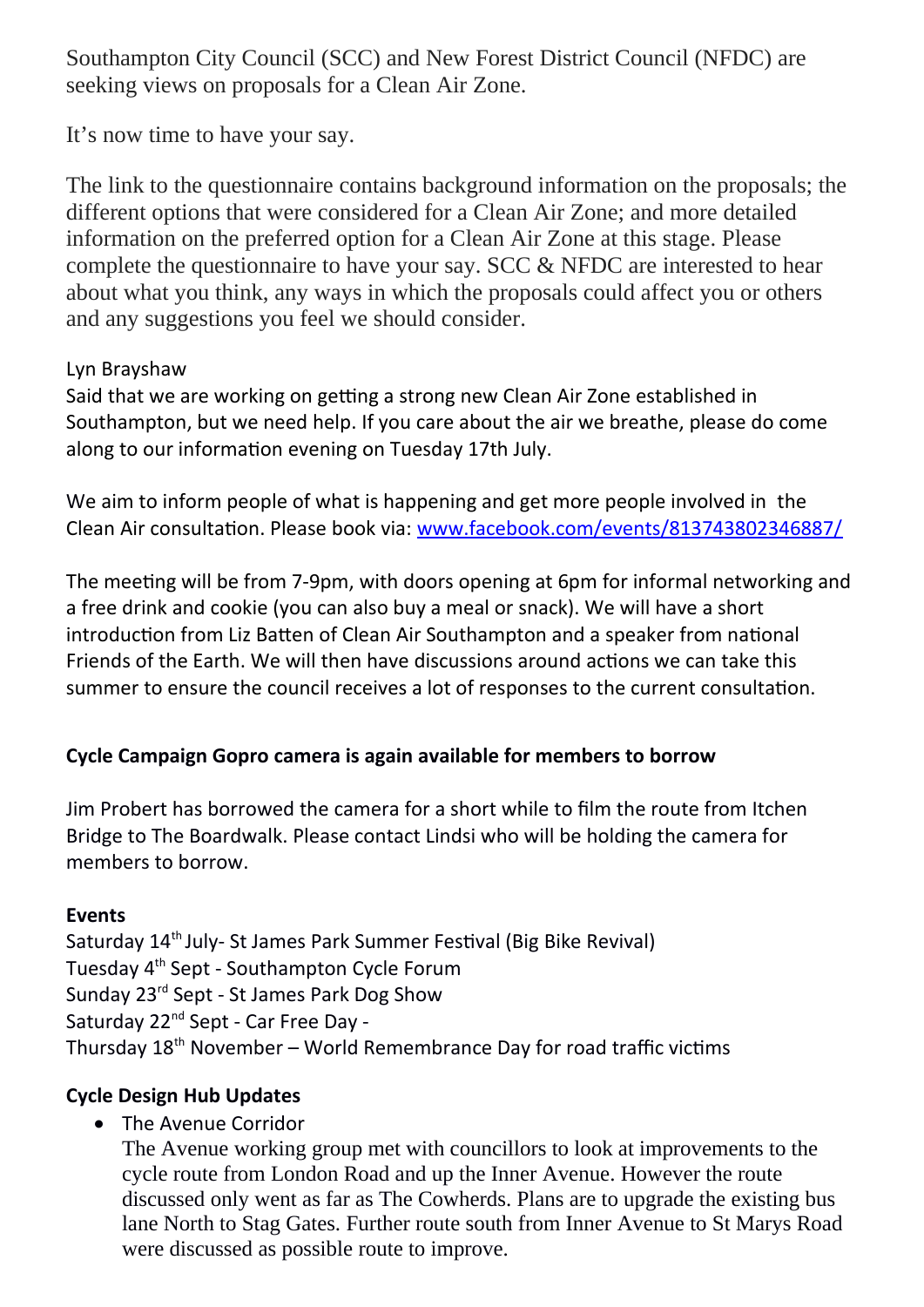Southampton City Council (SCC) and New Forest District Council (NFDC) are seeking views on proposals for a Clean Air Zone.

It's now time to have your say.

The link to the questionnaire contains background information on the proposals; the different options that were considered for a Clean Air Zone; and more detailed information on the preferred option for a Clean Air Zone at this stage. Please complete the questionnaire to have your say. SCC & NFDC are interested to hear about what you think, any ways in which the proposals could affect you or others and any suggestions you feel we should consider.

Lyn Brayshaw
Said that we are working on getting a strong new Clean Air Zone established in Southampton, but we need help. If you care about the air we breathe, please do come along to our information evening on Tuesday 17th July.

We aim to inform people of what is happening and get more people involved in the Clean Air consultation. Please book via: www.facebook.com/events/813743802346887/

The meeting will be from 7-9pm, with doors opening at 6pm for informal networking and a free drink and cookie (you can also buy a meal or snack). We will have a short introduction from Liz Batten of Clean Air Southampton and a speaker from national Friends of the Earth. We will then have discussions around actions we can take this summer to ensure the council receives a lot of responses to the current consultation.

**Cycle Campaign Gopro camera is again available for members to borrow**

Jim Probert has borrowed the camera for a short while to film the route from Itchen Bridge to The Boardwalk. Please contact Lindsi who will be holding the camera for members to borrow.

**Events**

Saturday 14th July- St James Park Summer Festival (Big Bike Revival)
Tuesday 4th Sept - Southampton Cycle Forum
Sunday 23rd Sept - St James Park Dog Show
Saturday 22nd Sept - Car Free Day -
Thursday 18th November – World Remembrance Day for road traffic victims

**Cycle Design Hub Updates**

- The Avenue Corridor
  The Avenue working group met with councillors to look at improvements to the cycle route from London Road and up the Inner Avenue. However the route discussed only went as far as The Cowherds. Plans are to upgrade the existing bus lane North to Stag Gates. Further route south from Inner Avenue to St Marys Road were discussed as possible route to improve.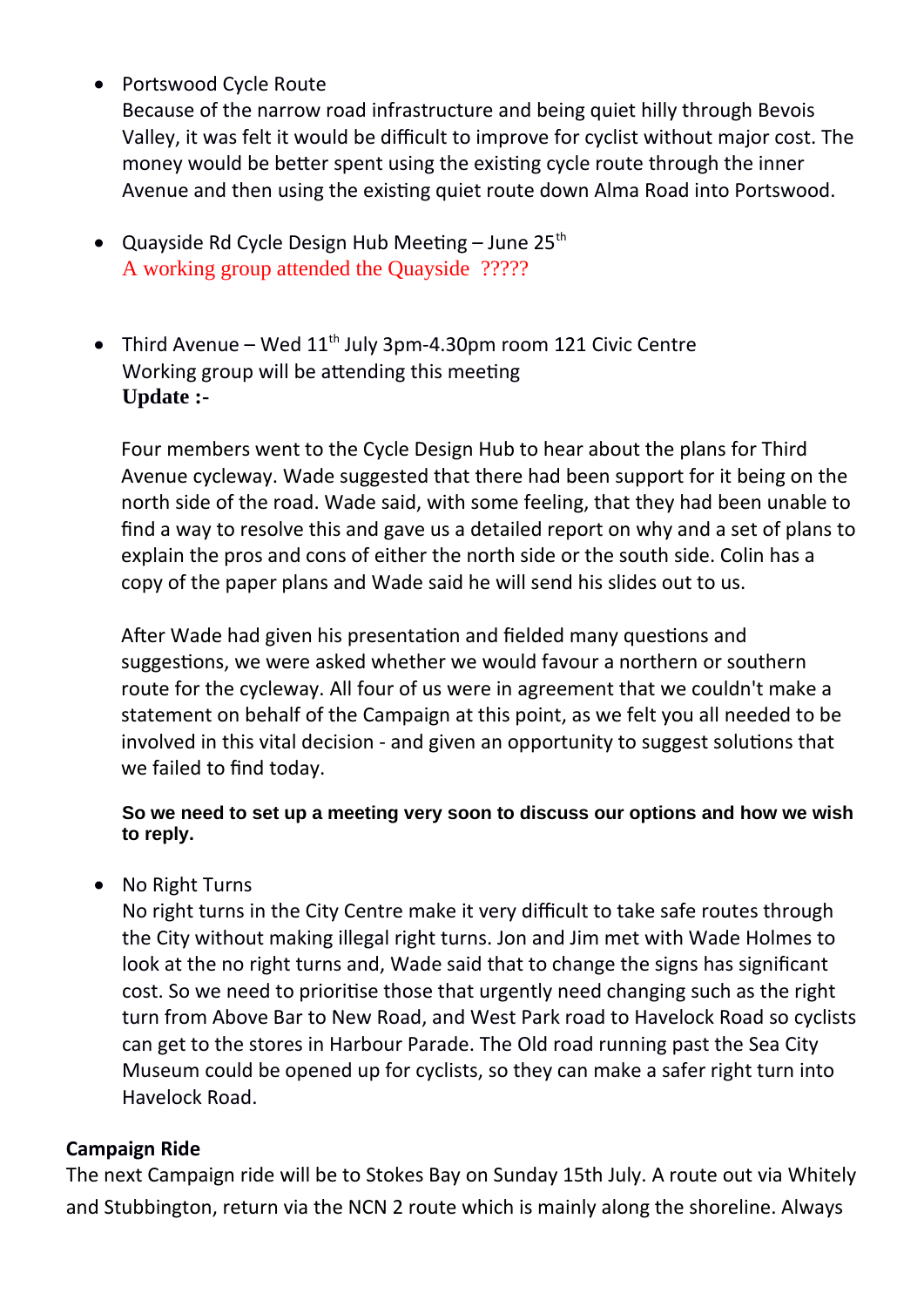- Portswood Cycle Route
  Because of the narrow road infrastructure and being quiet hilly through Bevois Valley, it was felt it would be difficult to improve for cyclist without major cost. The money would be better spent using the existing cycle route through the inner Avenue and then using the existing quiet route down Alma Road into Portswood.

- Quayside Rd Cycle Design Hub Meeting – June 25th
  A working group attended the Quayside ?????

- Third Avenue – Wed 11th July 3pm-4.30pm room 121 Civic Centre
  Working group will be attending this meeting
  **Update :-**

  Four members went to the Cycle Design Hub to hear about the plans for Third Avenue cycleway. Wade suggested that there had been support for it being on the north side of the road. Wade said, with some feeling, that they had been unable to find a way to resolve this and gave us a detailed report on why and a set of plans to explain the pros and cons of either the north side or the south side. Colin has a copy of the paper plans and Wade said he will send his slides out to us.

  After Wade had given his presentation and fielded many questions and suggestions, we were asked whether we would favour a northern or southern route for the cycleway. All four of us were in agreement that we couldn't make a statement on behalf of the Campaign at this point, as we felt you all needed to be involved in this vital decision - and given an opportunity to suggest solutions that we failed to find today.

  **So we need to set up a meeting very soon to discuss our options and how we wish to reply.**

- No Right Turns
  No right turns in the City Centre make it very difficult to take safe routes through the City without making illegal right turns. Jon and Jim met with Wade Holmes to look at the no right turns and, Wade said that to change the signs has significant cost. So we need to prioritise those that urgently need changing such as the right turn from Above Bar to New Road, and West Park road to Havelock Road so cyclists can get to the stores in Harbour Parade. The Old road running past the Sea City Museum could be opened up for cyclists, so they can make a safer right turn into Havelock Road.

**Campaign Ride**

The next Campaign ride will be to Stokes Bay on Sunday 15th July. A route out via Whitely and Stubbington, return via the NCN 2 route which is mainly along the shoreline. Always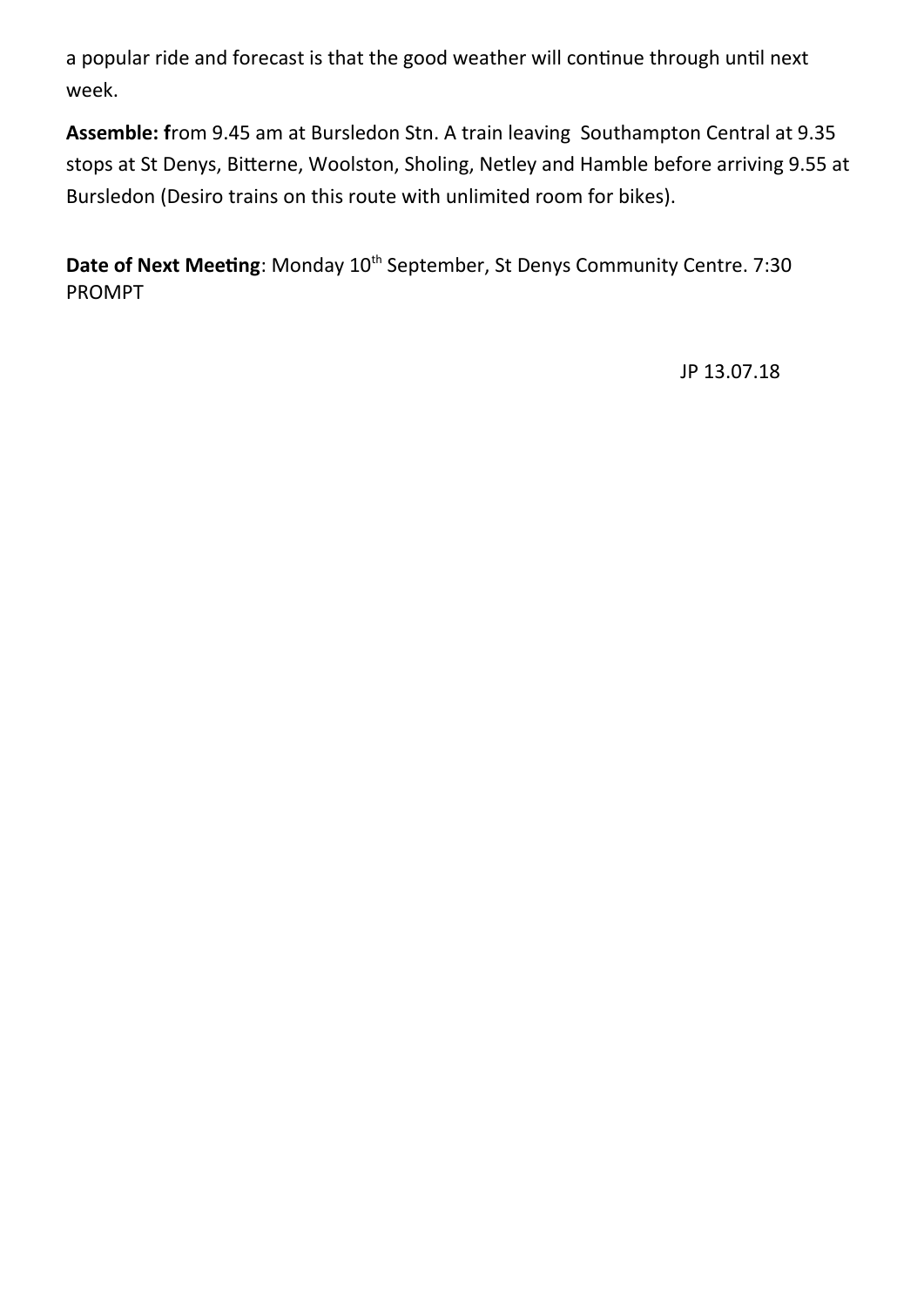a popular ride and forecast is that the good weather will continue through until next week.

**Assemble: f**rom 9.45 am at Bursledon Stn. A train leaving Southampton Central at 9.35 stops at St Denys, Bitterne, Woolston, Sholing, Netley and Hamble before arriving 9.55 at Bursledon (Desiro trains on this route with unlimited room for bikes).

**Date of Next Meeting**: Monday 10th September, St Denys Community Centre. 7:30 PROMPT

JP 13.07.18